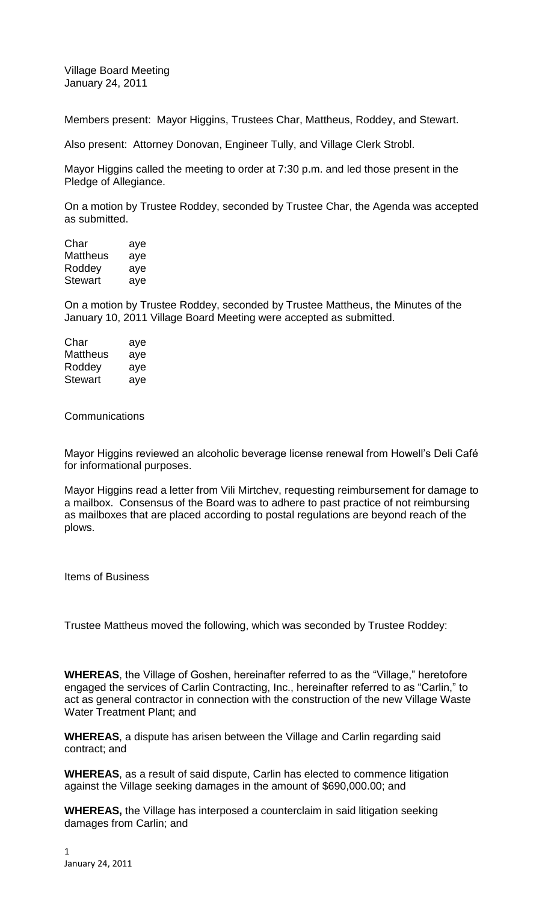Village Board Meeting
January 24, 2011

Members present: Mayor Higgins, Trustees Char, Mattheus, Roddey, and Stewart.

Also present: Attorney Donovan, Engineer Tully, and Village Clerk Strobl.

Mayor Higgins called the meeting to order at 7:30 p.m. and led those present in the Pledge of Allegiance.

On a motion by Trustee Roddey, seconded by Trustee Char, the Agenda was accepted as submitted.

Char aye
Mattheus aye
Roddey aye
Stewart aye

On a motion by Trustee Roddey, seconded by Trustee Mattheus, the Minutes of the January 10, 2011 Village Board Meeting were accepted as submitted.

Char aye
Mattheus aye
Roddey aye
Stewart aye

Communications

Mayor Higgins reviewed an alcoholic beverage license renewal from Howell's Deli Café for informational purposes.

Mayor Higgins read a letter from Vili Mirtchev, requesting reimbursement for damage to a mailbox. Consensus of the Board was to adhere to past practice of not reimbursing as mailboxes that are placed according to postal regulations are beyond reach of the plows.

Items of Business

Trustee Mattheus moved the following, which was seconded by Trustee Roddey:

**WHEREAS**, the Village of Goshen, hereinafter referred to as the "Village," heretofore engaged the services of Carlin Contracting, Inc., hereinafter referred to as "Carlin," to act as general contractor in connection with the construction of the new Village Waste Water Treatment Plant; and

**WHEREAS**, a dispute has arisen between the Village and Carlin regarding said contract; and

**WHEREAS**, as a result of said dispute, Carlin has elected to commence litigation against the Village seeking damages in the amount of $690,000.00; and

**WHEREAS,** the Village has interposed a counterclaim in said litigation seeking damages from Carlin; and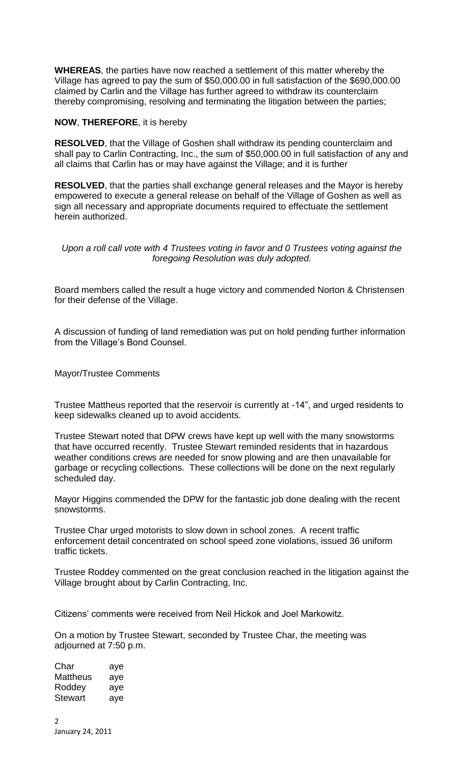**WHEREAS**, the parties have now reached a settlement of this matter whereby the Village has agreed to pay the sum of $50,000.00 in full satisfaction of the $690,000.00 claimed by Carlin and the Village has further agreed to withdraw its counterclaim thereby compromising, resolving and terminating the litigation between the parties;

**NOW**, **THEREFORE**, it is hereby

**RESOLVED**, that the Village of Goshen shall withdraw its pending counterclaim and shall pay to Carlin Contracting, Inc., the sum of $50,000.00 in full satisfaction of any and all claims that Carlin has or may have against the Village; and it is further

**RESOLVED**, that the parties shall exchange general releases and the Mayor is hereby empowered to execute a general release on behalf of the Village of Goshen as well as sign all necessary and appropriate documents required to effectuate the settlement herein authorized.

*Upon a roll call vote with 4 Trustees voting in favor and 0 Trustees voting against the foregoing Resolution was duly adopted.*

Board members called the result a huge victory and commended Norton & Christensen for their defense of the Village.

A discussion of funding of land remediation was put on hold pending further information from the Village's Bond Counsel.

Mayor/Trustee Comments

Trustee Mattheus reported that the reservoir is currently at -14", and urged residents to keep sidewalks cleaned up to avoid accidents.

Trustee Stewart noted that DPW crews have kept up well with the many snowstorms that have occurred recently. Trustee Stewart reminded residents that in hazardous weather conditions crews are needed for snow plowing and are then unavailable for garbage or recycling collections. These collections will be done on the next regularly scheduled day.

Mayor Higgins commended the DPW for the fantastic job done dealing with the recent snowstorms.

Trustee Char urged motorists to slow down in school zones. A recent traffic enforcement detail concentrated on school speed zone violations, issued 36 uniform traffic tickets.

Trustee Roddey commented on the great conclusion reached in the litigation against the Village brought about by Carlin Contracting, Inc.

Citizens' comments were received from Neil Hickok and Joel Markowitz.

On a motion by Trustee Stewart, seconded by Trustee Char, the meeting was adjourned at 7:50 p.m.

| | |
|---|---|
| Char | aye |
| Mattheus | aye |
| Roddey | aye |
| Stewart | aye |

January 24, 2011